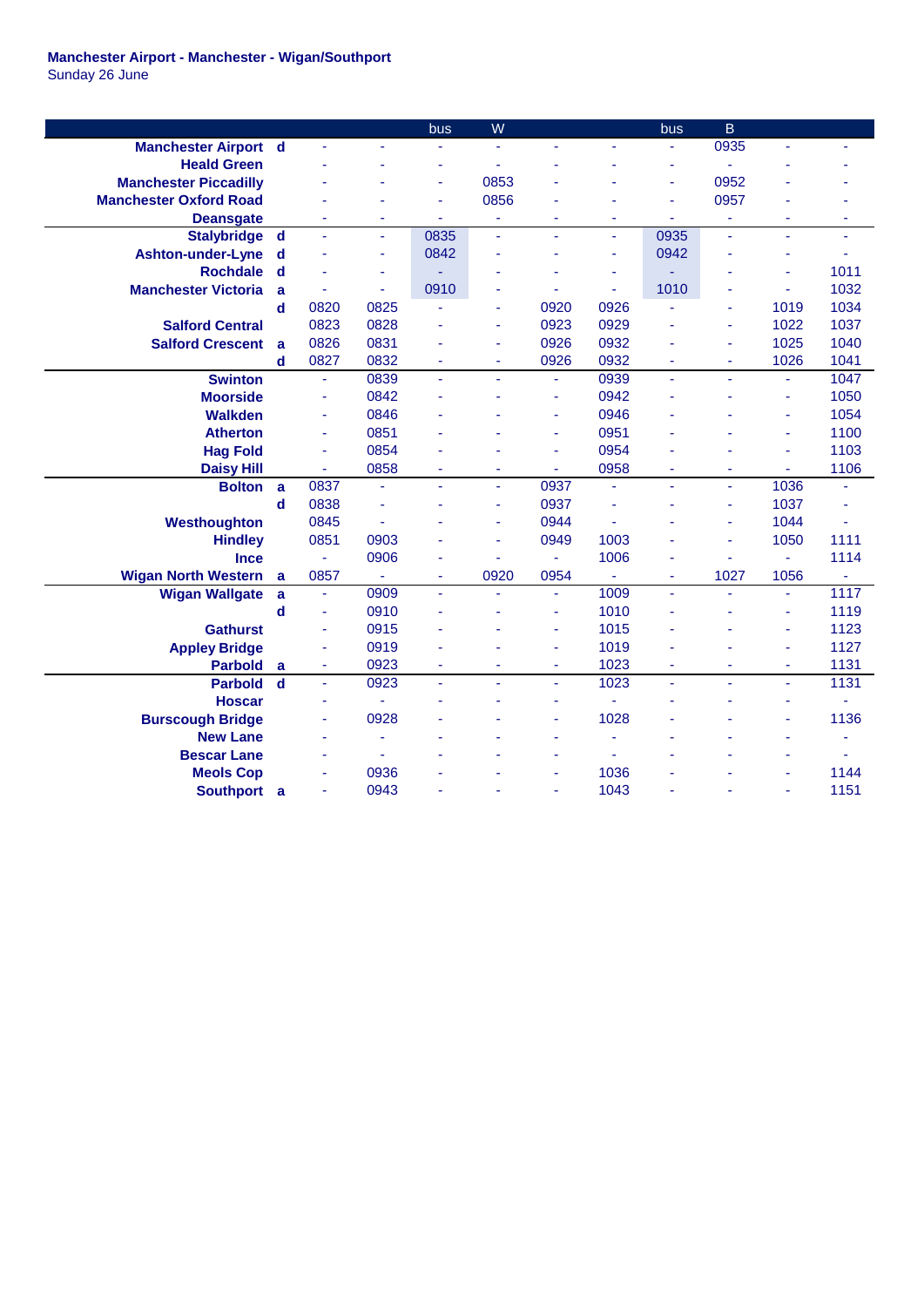**Manchester Airport - Manchester - Wigan/Southport**
Sunday 26 June

| | | | | bus | W | | | bus | B | | |
|---|---|---|---|---|---|---|---|---|---|---|---|
| **Manchester Airport** | **d** | - | - | - | - | - | - | - | 0935 | - | - |
| **Heald Green** | | - | - | - | - | - | - | - | - | - | - |
| **Manchester Piccadilly** | | - | - | - | 0853 | - | - | - | 0952 | - | - |
| **Manchester Oxford Road** | | - | - | - | 0856 | - | - | - | 0957 | - | - |
| **Deansgate** | | - | - | - | - | - | - | - | - | - | - |
| **Stalybridge** | **d** | - | - | 0835 | - | - | - | 0935 | - | - | - |
| **Ashton-under-Lyne** | **d** | - | - | 0842 | - | - | - | 0942 | - | - | - |
| **Rochdale** | **d** | - | - | - | - | - | - | - | - | - | 1011 |
| **Manchester Victoria** | **a** | - | - | 0910 | - | - | - | 1010 | - | - | 1032 |
| | **d** | 0820 | 0825 | - | - | 0920 | 0926 | - | - | 1019 | 1034 |
| **Salford Central** | | 0823 | 0828 | - | - | 0923 | 0929 | - | - | 1022 | 1037 |
| **Salford Crescent** | **a** | 0826 | 0831 | - | - | 0926 | 0932 | - | - | 1025 | 1040 |
| | **d** | 0827 | 0832 | - | - | 0926 | 0932 | - | - | 1026 | 1041 |
| **Swinton** | | - | 0839 | - | - | - | 0939 | - | - | - | 1047 |
| **Moorside** | | - | 0842 | - | - | - | 0942 | - | - | - | 1050 |
| **Walkden** | | - | 0846 | - | - | - | 0946 | - | - | - | 1054 |
| **Atherton** | | - | 0851 | - | - | - | 0951 | - | - | - | 1100 |
| **Hag Fold** | | - | 0854 | - | - | - | 0954 | - | - | - | 1103 |
| **Daisy Hill** | | - | 0858 | - | - | - | 0958 | - | - | - | 1106 |
| **Bolton** | **a** | 0837 | - | - | - | 0937 | - | - | - | 1036 | - |
| | **d** | 0838 | - | - | - | 0937 | - | - | - | 1037 | - |
| **Westhoughton** | | 0845 | - | - | - | 0944 | - | - | - | 1044 | - |
| **Hindley** | | 0851 | 0903 | - | - | 0949 | 1003 | - | - | 1050 | 1111 |
| **Ince** | | - | 0906 | - | - | - | 1006 | - | - | - | 1114 |
| **Wigan North Western** | **a** | 0857 | - | - | 0920 | 0954 | - | - | 1027 | 1056 | - |
| **Wigan Wallgate** | **a** | - | 0909 | - | - | - | 1009 | - | - | - | 1117 |
| | **d** | - | 0910 | - | - | - | 1010 | - | - | - | 1119 |
| **Gathurst** | | - | 0915 | - | - | - | 1015 | - | - | - | 1123 |
| **Appley Bridge** | | - | 0919 | - | - | - | 1019 | - | - | - | 1127 |
| **Parbold** | **a** | - | 0923 | - | - | - | 1023 | - | - | - | 1131 |
| **Parbold** | **d** | - | 0923 | - | - | - | 1023 | - | - | - | 1131 |
| **Hoscar** | | - | - | - | - | - | - | - | - | - | - |
| **Burscough Bridge** | | - | 0928 | - | - | - | 1028 | - | - | - | 1136 |
| **New Lane** | | - | - | - | - | - | - | - | - | - | - |
| **Bescar Lane** | | - | - | - | - | - | - | - | - | - | - |
| **Meols Cop** | | - | 0936 | - | - | - | 1036 | - | - | - | 1144 |
| **Southport** | **a** | - | 0943 | - | - | - | 1043 | - | - | - | 1151 |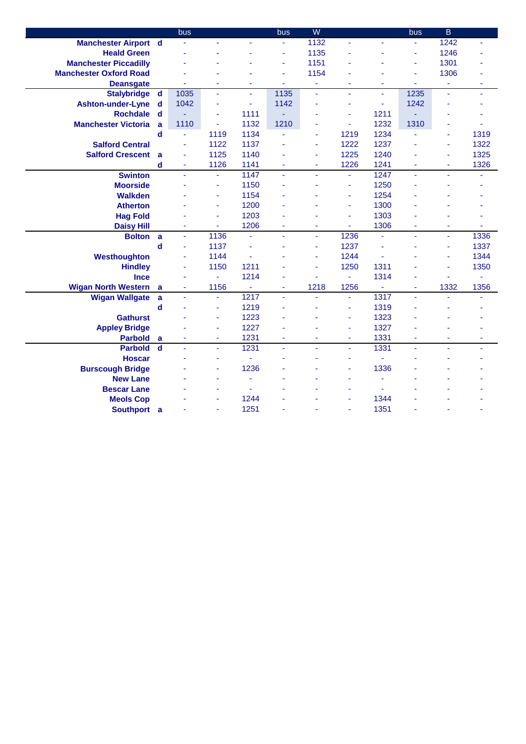| | | bus | | | bus | W | | | bus | B | |
|---|---|---|---|---|---|---|---|---|---|---|---|
| Manchester Airport | d | - | - | - | - | 1132 | - | - | - | 1242 | - |
| Heald Green | | - | - | - | - | 1135 | - | - | - | 1246 | - |
| Manchester Piccadilly | | - | - | - | - | 1151 | - | - | - | 1301 | - |
| Manchester Oxford Road | | - | - | - | - | 1154 | - | - | - | 1306 | - |
| Deansgate | | - | - | - | - | - | - | - | - | - | - |
| Stalybridge | d | 1035 | - | - | 1135 | - | - | - | 1235 | - | - |
| Ashton-under-Lyne | d | 1042 | - | - | 1142 | - | - | - | 1242 | - | - |
| Rochdale | d | - | - | 1111 | - | - | - | 1211 | - | - | - |
| Manchester Victoria | a | 1110 | - | 1132 | 1210 | - | - | 1232 | 1310 | - | - |
| | d | - | 1119 | 1134 | - | - | 1219 | 1234 | - | - | 1319 |
| Salford Central | | - | 1122 | 1137 | - | - | 1222 | 1237 | - | - | 1322 |
| Salford Crescent | a | - | 1125 | 1140 | - | - | 1225 | 1240 | - | - | 1325 |
| | d | - | 1126 | 1141 | - | - | 1226 | 1241 | - | - | 1326 |
| Swinton | | - | - | 1147 | - | - | - | 1247 | - | - | - |
| Moorside | | - | - | 1150 | - | - | - | 1250 | - | - | - |
| Walkden | | - | - | 1154 | - | - | - | 1254 | - | - | - |
| Atherton | | - | - | 1200 | - | - | - | 1300 | - | - | - |
| Hag Fold | | - | - | 1203 | - | - | - | 1303 | - | - | - |
| Daisy Hill | | - | - | 1206 | - | - | - | 1306 | - | - | - |
| Bolton | a | - | 1136 | - | - | - | 1236 | - | - | - | 1336 |
| | d | - | 1137 | - | - | - | 1237 | - | - | - | 1337 |
| Westhoughton | | - | 1144 | - | - | - | 1244 | - | - | - | 1344 |
| Hindley | | - | 1150 | 1211 | - | - | 1250 | 1311 | - | - | 1350 |
| Ince | | - | - | 1214 | - | - | - | 1314 | - | - | - |
| Wigan North Western | a | - | 1156 | - | - | 1218 | 1256 | - | - | 1332 | 1356 |
| Wigan Wallgate | a | - | - | 1217 | - | - | - | 1317 | - | - | - |
| | d | - | - | 1219 | - | - | - | 1319 | - | - | - |
| Gathurst | | - | - | 1223 | - | - | - | 1323 | - | - | - |
| Appley Bridge | | - | - | 1227 | - | - | - | 1327 | - | - | - |
| Parbold | a | - | - | 1231 | - | - | - | 1331 | - | - | - |
| Parbold | d | - | - | 1231 | - | - | - | 1331 | - | - | - |
| Hoscar | | - | - | - | - | - | - | - | - | - | - |
| Burscough Bridge | | - | - | 1236 | - | - | - | 1336 | - | - | - |
| New Lane | | - | - | - | - | - | - | - | - | - | - |
| Bescar Lane | | - | - | - | - | - | - | - | - | - | - |
| Meols Cop | | - | - | 1244 | - | - | - | 1344 | - | - | - |
| Southport | a | - | - | 1251 | - | - | - | 1351 | - | - | - |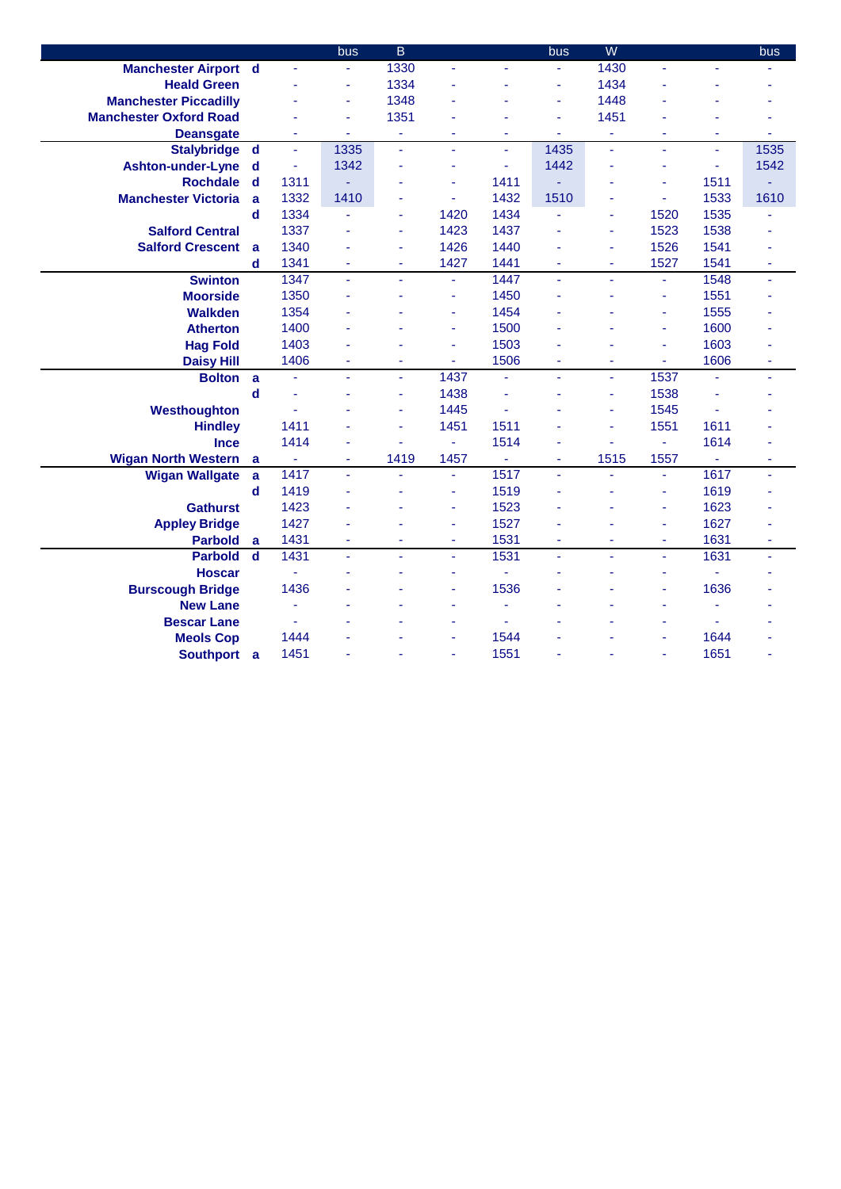| | | | bus | B | | | bus | W | | | bus |
|---|---|---|---|---|---|---|---|---|---|---|---|
| **Manchester Airport** | **d** | - | - | 1330 | - | - | - | 1430 | - | - | - |
| **Heald Green** | | - | - | 1334 | - | - | - | 1434 | - | - | - |
| **Manchester Piccadilly** | | - | - | 1348 | - | - | - | 1448 | - | - | - |
| **Manchester Oxford Road** | | - | - | 1351 | - | - | - | 1451 | - | - | - |
| **Deansgate** | | - | - | - | - | - | - | - | - | - | - |
| **Stalybridge** | **d** | - | 1335 | - | - | - | 1435 | - | - | - | 1535 |
| **Ashton-under-Lyne** | **d** | - | 1342 | - | - | - | 1442 | - | - | - | 1542 |
| **Rochdale** | **d** | 1311 | - | - | - | 1411 | - | - | - | 1511 | - |
| **Manchester Victoria** | **a** | 1332 | 1410 | - | - | 1432 | 1510 | - | - | 1533 | 1610 |
| | **d** | 1334 | - | - | 1420 | 1434 | - | - | 1520 | 1535 | - |
| **Salford Central** | | 1337 | - | - | 1423 | 1437 | - | - | 1523 | 1538 | - |
| **Salford Crescent** | **a** | 1340 | - | - | 1426 | 1440 | - | - | 1526 | 1541 | - |
| | **d** | 1341 | - | - | 1427 | 1441 | - | - | 1527 | 1541 | - |
| **Swinton** | | 1347 | - | - | - | 1447 | - | - | - | 1548 | - |
| **Moorside** | | 1350 | - | - | - | 1450 | - | - | - | 1551 | - |
| **Walkden** | | 1354 | - | - | - | 1454 | - | - | - | 1555 | - |
| **Atherton** | | 1400 | - | - | - | 1500 | - | - | - | 1600 | - |
| **Hag Fold** | | 1403 | - | - | - | 1503 | - | - | - | 1603 | - |
| **Daisy Hill** | | 1406 | - | - | - | 1506 | - | - | - | 1606 | - |
| **Bolton** | **a** | - | - | - | 1437 | - | - | - | 1537 | - | - |
| | **d** | - | - | - | 1438 | - | - | - | 1538 | - | - |
| **Westhoughton** | | - | - | - | 1445 | - | - | - | 1545 | - | - |
| **Hindley** | | 1411 | - | - | 1451 | 1511 | - | - | 1551 | 1611 | - |
| **Ince** | | 1414 | - | - | - | 1514 | - | - | - | 1614 | - |
| **Wigan North Western** | **a** | - | - | 1419 | 1457 | - | - | 1515 | 1557 | - | - |
| **Wigan Wallgate** | **a** | 1417 | - | - | - | 1517 | - | - | - | 1617 | - |
| | **d** | 1419 | - | - | - | 1519 | - | - | - | 1619 | - |
| **Gathurst** | | 1423 | - | - | - | 1523 | - | - | - | 1623 | - |
| **Appley Bridge** | | 1427 | - | - | - | 1527 | - | - | - | 1627 | - |
| **Parbold** | **a** | 1431 | - | - | - | 1531 | - | - | - | 1631 | - |
| **Parbold** | **d** | 1431 | - | - | - | 1531 | - | - | - | 1631 | - |
| **Hoscar** | | - | - | - | - | - | - | - | - | - | - |
| **Burscough Bridge** | | 1436 | - | - | - | 1536 | - | - | - | 1636 | - |
| **New Lane** | | - | - | - | - | - | - | - | - | - | - |
| **Bescar Lane** | | - | - | - | - | - | - | - | - | - | - |
| **Meols Cop** | | 1444 | - | - | - | 1544 | - | - | - | 1644 | - |
| **Southport** | **a** | 1451 | - | - | - | 1551 | - | - | - | 1651 | - |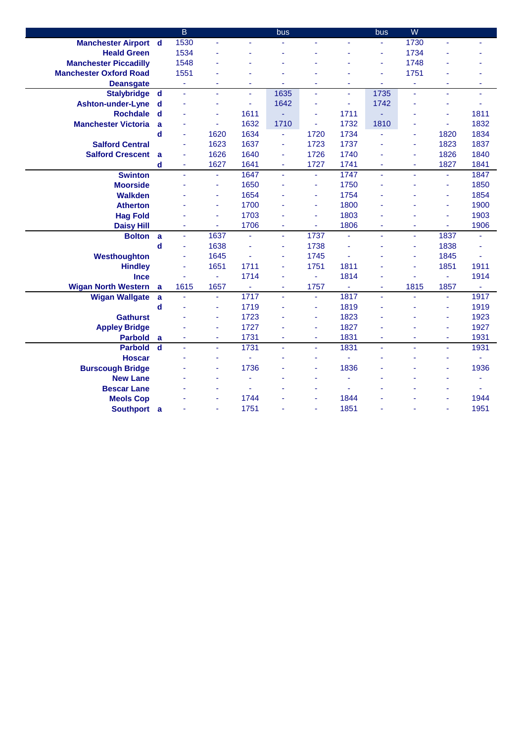| | | B | | | bus | | | bus | W | | |
|---|---|---|---|---|---|---|---|---|---|---|---|
| **Manchester Airport** | **d** | 1530 | - | - | - | - | - | - | 1730 | - | - |
| **Heald Green** | | 1534 | - | - | - | - | - | - | 1734 | - | - |
| **Manchester Piccadilly** | | 1548 | - | - | - | - | - | - | 1748 | - | - |
| **Manchester Oxford Road** | | 1551 | - | - | - | - | - | - | 1751 | - | - |
| **Deansgate** | | - | - | - | - | - | - | - | - | - | - |
| **Stalybridge** | **d** | - | - | - | 1635 | - | - | 1735 | - | - | - |
| **Ashton-under-Lyne** | **d** | - | - | - | 1642 | - | - | 1742 | - | - | - |
| **Rochdale** | **d** | - | - | 1611 | - | - | 1711 | - | - | - | 1811 |
| **Manchester Victoria** | **a** | - | - | 1632 | 1710 | - | 1732 | 1810 | - | - | 1832 |
| | **d** | - | 1620 | 1634 | - | 1720 | 1734 | - | - | 1820 | 1834 |
| **Salford Central** | | - | 1623 | 1637 | - | 1723 | 1737 | - | - | 1823 | 1837 |
| **Salford Crescent** | **a** | - | 1626 | 1640 | - | 1726 | 1740 | - | - | 1826 | 1840 |
| | **d** | - | 1627 | 1641 | - | 1727 | 1741 | - | - | 1827 | 1841 |
| **Swinton** | | - | - | 1647 | - | - | 1747 | - | - | - | 1847 |
| **Moorside** | | - | - | 1650 | - | - | 1750 | - | - | - | 1850 |
| **Walkden** | | - | - | 1654 | - | - | 1754 | - | - | - | 1854 |
| **Atherton** | | - | - | 1700 | - | - | 1800 | - | - | - | 1900 |
| **Hag Fold** | | - | - | 1703 | - | - | 1803 | - | - | - | 1903 |
| **Daisy Hill** | | - | - | 1706 | - | - | 1806 | - | - | - | 1906 |
| **Bolton** | **a** | - | 1637 | - | - | 1737 | - | - | - | 1837 | - |
| | **d** | - | 1638 | - | - | 1738 | - | - | - | 1838 | - |
| **Westhoughton** | | - | 1645 | - | - | 1745 | - | - | - | 1845 | - |
| **Hindley** | | - | 1651 | 1711 | - | 1751 | 1811 | - | - | 1851 | 1911 |
| **Ince** | | - | - | 1714 | - | - | 1814 | - | - | - | 1914 |
| **Wigan North Western** | **a** | 1615 | 1657 | - | - | 1757 | - | - | 1815 | 1857 | - |
| **Wigan Wallgate** | **a** | - | - | 1717 | - | - | 1817 | - | - | - | 1917 |
| | **d** | - | - | 1719 | - | - | 1819 | - | - | - | 1919 |
| **Gathurst** | | - | - | 1723 | - | - | 1823 | - | - | - | 1923 |
| **Appley Bridge** | | - | - | 1727 | - | - | 1827 | - | - | - | 1927 |
| **Parbold** | **a** | - | - | 1731 | - | - | 1831 | - | - | - | 1931 |
| **Parbold** | **d** | - | - | 1731 | - | - | 1831 | - | - | - | 1931 |
| **Hoscar** | | - | - | - | - | - | - | - | - | - | - |
| **Burscough Bridge** | | - | - | 1736 | - | - | 1836 | - | - | - | 1936 |
| **New Lane** | | - | - | - | - | - | - | - | - | - | - |
| **Bescar Lane** | | - | - | - | - | - | - | - | - | - | - |
| **Meols Cop** | | - | - | 1744 | - | - | 1844 | - | - | - | 1944 |
| **Southport** | **a** | - | - | 1751 | - | - | 1851 | - | - | - | 1951 |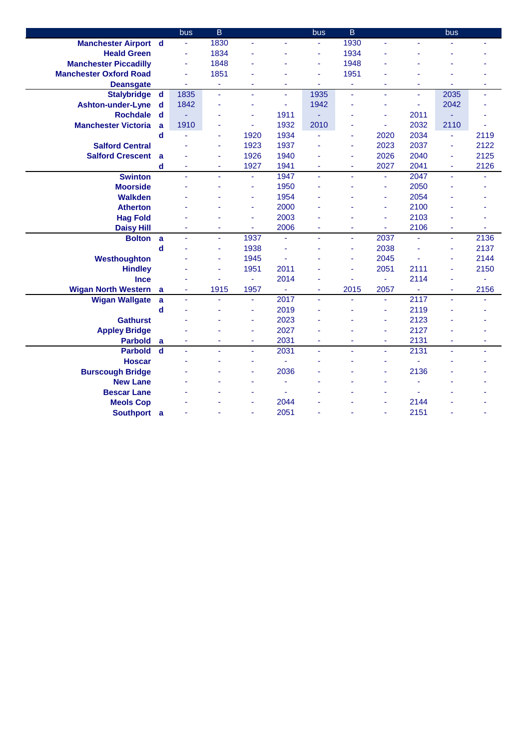| | | bus | B | | | bus | B | | | bus | |
|---|---|---|---|---|---|---|---|---|---|---|---|
| Manchester Airport | d | - | 1830 | - | - | - | 1930 | - | - | - | - |
| Heald Green | | - | 1834 | - | - | - | 1934 | - | - | - | - |
| Manchester Piccadilly | | - | 1848 | - | - | - | 1948 | - | - | - | - |
| Manchester Oxford Road | | - | 1851 | - | - | - | 1951 | - | - | - | - |
| Deansgate | | - | - | - | - | - | - | - | - | - | - |
| Stalybridge | d | 1835 | - | - | - | 1935 | - | - | - | 2035 | - |
| Ashton-under-Lyne | d | 1842 | - | - | - | 1942 | - | - | - | 2042 | - |
| Rochdale | d | - | - | - | 1911 | - | - | - | 2011 | - | - |
| Manchester Victoria | a | 1910 | - | - | 1932 | 2010 | - | - | 2032 | 2110 | - |
| | d | - | - | 1920 | 1934 | - | - | 2020 | 2034 | - | 2119 |
| Salford Central | | - | - | 1923 | 1937 | - | - | 2023 | 2037 | - | 2122 |
| Salford Crescent | a | - | - | 1926 | 1940 | - | - | 2026 | 2040 | - | 2125 |
| | d | - | - | 1927 | 1941 | - | - | 2027 | 2041 | - | 2126 |
| Swinton | | - | - | - | 1947 | - | - | - | 2047 | - | - |
| Moorside | | - | - | - | 1950 | - | - | - | 2050 | - | - |
| Walkden | | - | - | - | 1954 | - | - | - | 2054 | - | - |
| Atherton | | - | - | - | 2000 | - | - | - | 2100 | - | - |
| Hag Fold | | - | - | - | 2003 | - | - | - | 2103 | - | - |
| Daisy Hill | | - | - | - | 2006 | - | - | - | 2106 | - | - |
| Bolton | a | - | - | 1937 | - | - | - | 2037 | - | - | 2136 |
| | d | - | - | 1938 | - | - | - | 2038 | - | - | 2137 |
| Westhoughton | | - | - | 1945 | - | - | - | 2045 | - | - | 2144 |
| Hindley | | - | - | 1951 | 2011 | - | - | 2051 | 2111 | - | 2150 |
| Ince | | - | - | - | 2014 | - | - | - | 2114 | - | - |
| Wigan North Western | a | - | 1915 | 1957 | - | - | 2015 | 2057 | - | - | 2156 |
| Wigan Wallgate | a | - | - | - | 2017 | - | - | - | 2117 | - | - |
| | d | - | - | - | 2019 | - | - | - | 2119 | - | - |
| Gathurst | | - | - | - | 2023 | - | - | - | 2123 | - | - |
| Appley Bridge | | - | - | - | 2027 | - | - | - | 2127 | - | - |
| Parbold | a | - | - | - | 2031 | - | - | - | 2131 | - | - |
| Parbold | d | - | - | - | 2031 | - | - | - | 2131 | - | - |
| Hoscar | | - | - | - | - | - | - | - | - | - | - |
| Burscough Bridge | | - | - | - | 2036 | - | - | - | 2136 | - | - |
| New Lane | | - | - | - | - | - | - | - | - | - | - |
| Bescar Lane | | - | - | - | - | - | - | - | - | - | - |
| Meols Cop | | - | - | - | 2044 | - | - | - | 2144 | - | - |
| Southport | a | - | - | - | 2051 | - | - | - | 2151 | - | - |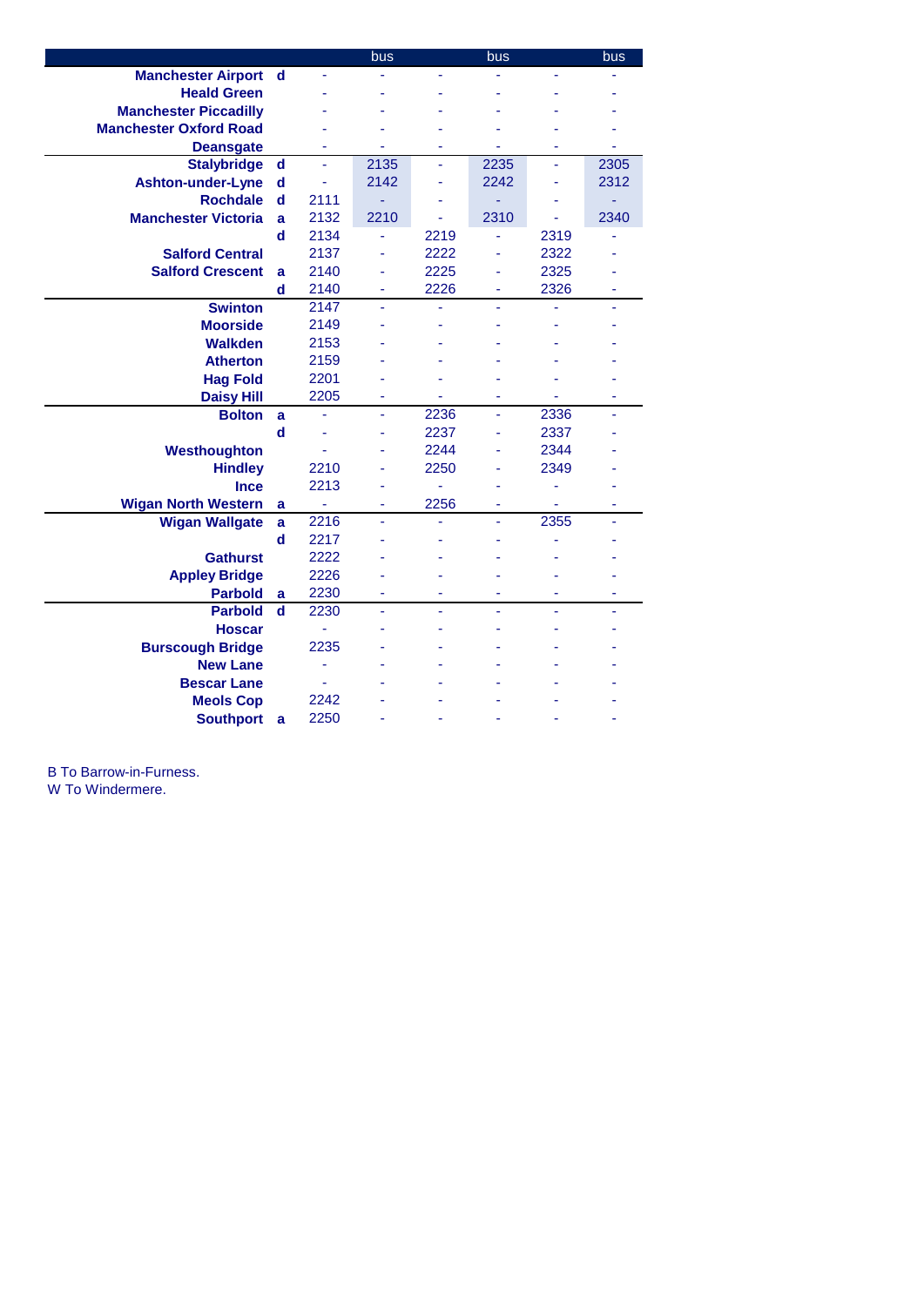| | | | bus | | bus | | bus |
|---|---|---|---|---|---|---|---|
| **Manchester Airport** | **d** | - | - | - | - | - | - |
| **Heald Green** | | - | - | - | - | - | - |
| **Manchester Piccadilly** | | - | - | - | - | - | - |
| **Manchester Oxford Road** | | - | - | - | - | - | - |
| **Deansgate** | | - | - | - | - | - | - |
| **Stalybridge** | **d** | - | 2135 | - | 2235 | - | 2305 |
| **Ashton-under-Lyne** | **d** | - | 2142 | - | 2242 | - | 2312 |
| **Rochdale** | **d** | 2111 | - | - | - | - | - |
| **Manchester Victoria** | **a** | 2132 | 2210 | - | 2310 | - | 2340 |
| | **d** | 2134 | - | 2219 | - | 2319 | - |
| **Salford Central** | | 2137 | - | 2222 | - | 2322 | - |
| **Salford Crescent** | **a** | 2140 | - | 2225 | - | 2325 | - |
| | **d** | 2140 | - | 2226 | - | 2326 | - |
| **Swinton** | | 2147 | - | - | - | - | - |
| **Moorside** | | 2149 | - | - | - | - | - |
| **Walkden** | | 2153 | - | - | - | - | - |
| **Atherton** | | 2159 | - | - | - | - | - |
| **Hag Fold** | | 2201 | - | - | - | - | - |
| **Daisy Hill** | | 2205 | - | - | - | - | - |
| **Bolton** | **a** | - | - | 2236 | - | 2336 | - |
| | **d** | - | - | 2237 | - | 2337 | - |
| **Westhoughton** | | - | - | 2244 | - | 2344 | - |
| **Hindley** | | 2210 | - | 2250 | - | 2349 | - |
| **Ince** | | 2213 | - | - | - | - | - |
| **Wigan North Western** | **a** | - | - | 2256 | - | - | - |
| **Wigan Wallgate** | **a** | 2216 | - | - | - | 2355 | - |
| | **d** | 2217 | - | - | - | - | - |
| **Gathurst** | | 2222 | - | - | - | - | - |
| **Appley Bridge** | | 2226 | - | - | - | - | - |
| **Parbold** | **a** | 2230 | - | - | - | - | - |
| **Parbold** | **d** | 2230 | - | - | - | - | - |
| **Hoscar** | | - | - | - | - | - | - |
| **Burscough Bridge** | | 2235 | - | - | - | - | - |
| **New Lane** | | - | - | - | - | - | - |
| **Bescar Lane** | | - | - | - | - | - | - |
| **Meols Cop** | | 2242 | - | - | - | - | - |
| **Southport** | **a** | 2250 | - | - | - | - | - |

B To Barrow-in-Furness.
W To Windermere.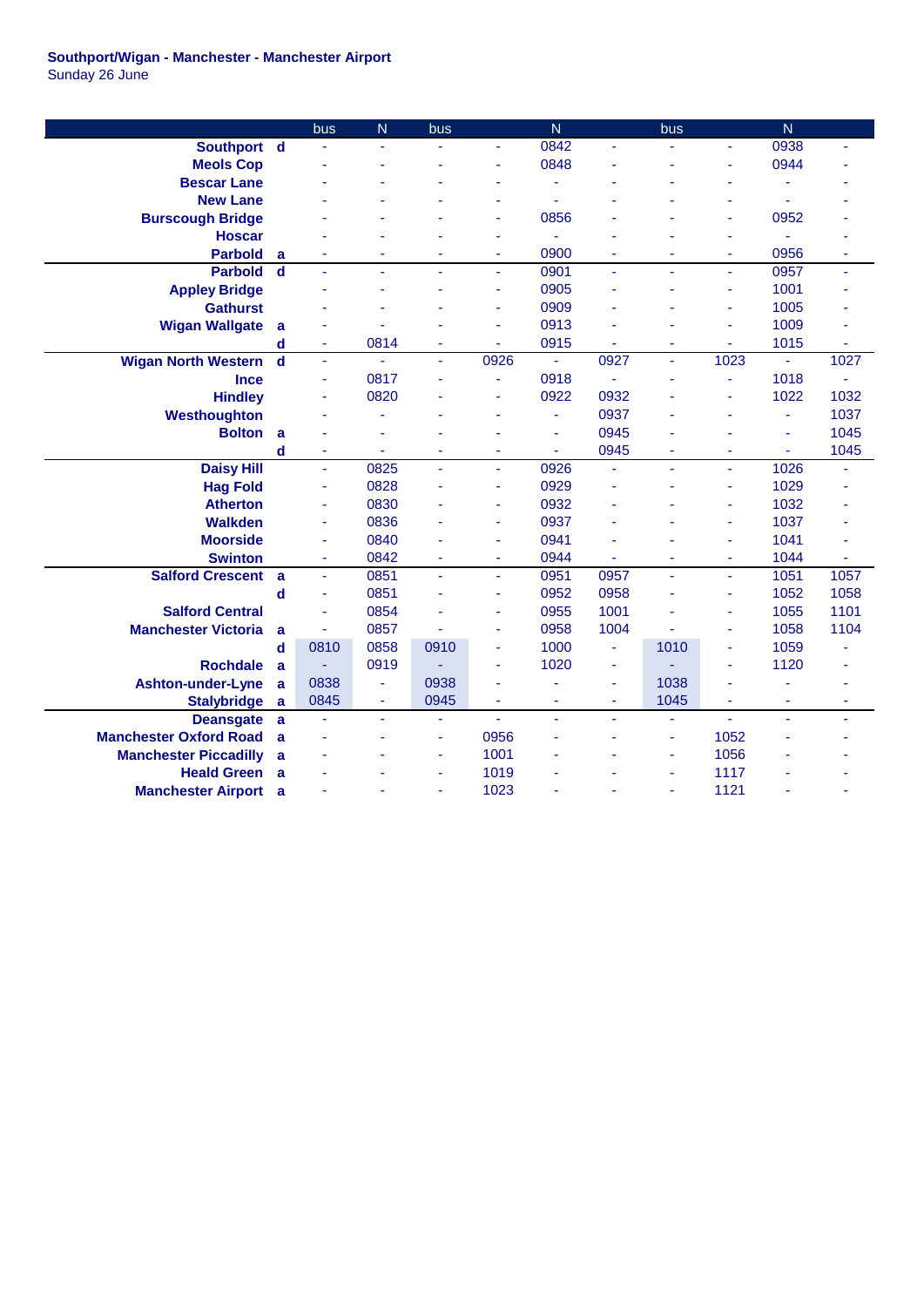**Southport/Wigan - Manchester - Manchester Airport**
Sunday 26 June

| | | bus | N | bus | | N | | bus | | N | |
|---|---|---|---|---|---|---|---|---|---|---|---|
| **Southport** | **d** | - | - | - | - | 0842 | - | - | - | 0938 | - |
| **Meols Cop** | | - | - | - | - | 0848 | - | - | - | 0944 | - |
| **Bescar Lane** | | - | - | - | - | - | - | - | - | - | - |
| **New Lane** | | - | - | - | - | - | - | - | - | - | - |
| **Burscough Bridge** | | - | - | - | - | 0856 | - | - | - | 0952 | - |
| **Hoscar** | | - | - | - | - | - | - | - | - | - | - |
| **Parbold** | **a** | - | - | - | - | 0900 | - | - | - | 0956 | - |
| **Parbold** | **d** | - | - | - | - | 0901 | - | - | - | 0957 | - |
| **Appley Bridge** | | - | - | - | - | 0905 | - | - | - | 1001 | - |
| **Gathurst** | | - | - | - | - | 0909 | - | - | - | 1005 | - |
| **Wigan Wallgate** | **a** | - | - | - | - | 0913 | - | - | - | 1009 | - |
| | **d** | - | 0814 | - | - | 0915 | - | - | - | 1015 | - |
| **Wigan North Western** | **d** | - | - | - | 0926 | - | 0927 | - | 1023 | - | 1027 |
| **Ince** | | - | 0817 | - | - | 0918 | - | - | - | 1018 | - |
| **Hindley** | | - | 0820 | - | - | 0922 | 0932 | - | - | 1022 | 1032 |
| **Westhoughton** | | - | - | - | - | - | 0937 | - | - | - | 1037 |
| **Bolton** | **a** | - | - | - | - | - | 0945 | - | - | - | 1045 |
| | **d** | - | - | - | - | - | 0945 | - | - | - | 1045 |
| **Daisy Hill** | | - | 0825 | - | - | 0926 | - | - | - | 1026 | - |
| **Hag Fold** | | - | 0828 | - | - | 0929 | - | - | - | 1029 | - |
| **Atherton** | | - | 0830 | - | - | 0932 | - | - | - | 1032 | - |
| **Walkden** | | - | 0836 | - | - | 0937 | - | - | - | 1037 | - |
| **Moorside** | | - | 0840 | - | - | 0941 | - | - | - | 1041 | - |
| **Swinton** | | - | 0842 | - | - | 0944 | - | - | - | 1044 | - |
| **Salford Crescent** | **a** | - | 0851 | - | - | 0951 | 0957 | - | - | 1051 | 1057 |
| | **d** | - | 0851 | - | - | 0952 | 0958 | - | - | 1052 | 1058 |
| **Salford Central** | | - | 0854 | - | - | 0955 | 1001 | - | - | 1055 | 1101 |
| **Manchester Victoria** | **a** | - | 0857 | - | - | 0958 | 1004 | - | - | 1058 | 1104 |
| | **d** | 0810 | 0858 | 0910 | - | 1000 | - | 1010 | - | 1059 | - |
| **Rochdale** | **a** | - | 0919 | - | - | 1020 | - | - | - | 1120 | - |
| **Ashton-under-Lyne** | **a** | 0838 | - | 0938 | - | - | - | 1038 | - | - | - |
| **Stalybridge** | **a** | 0845 | - | 0945 | - | - | - | 1045 | - | - | - |
| **Deansgate** | **a** | - | - | - | - | - | - | - | - | - | - |
| **Manchester Oxford Road** | **a** | - | - | - | 0956 | - | - | - | 1052 | - | - |
| **Manchester Piccadilly** | **a** | - | - | - | 1001 | - | - | - | 1056 | - | - |
| **Heald Green** | **a** | - | - | - | 1019 | - | - | - | 1117 | - | - |
| **Manchester Airport** | **a** | - | - | - | 1023 | - | - | - | 1121 | - | - |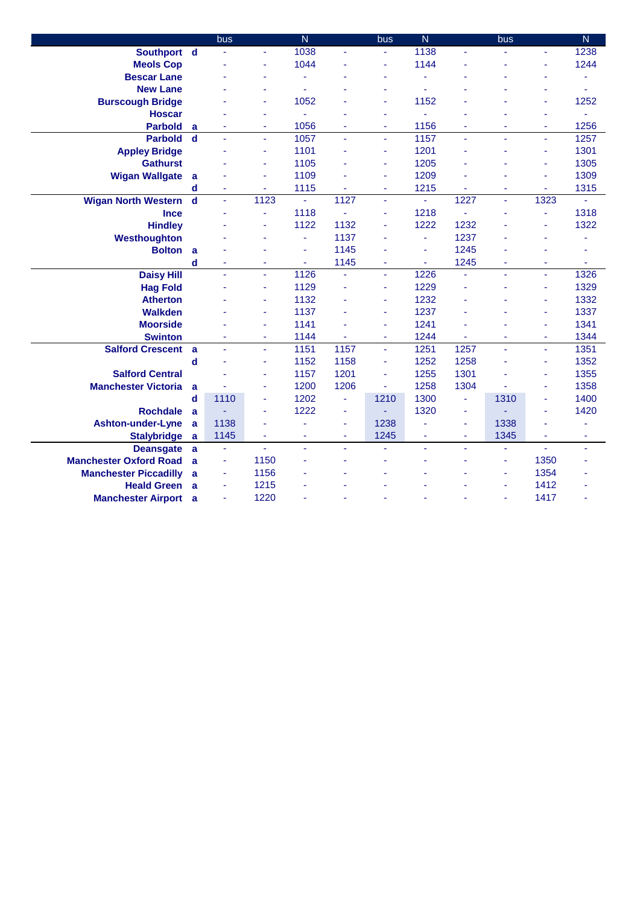| | | bus | | N | | bus | N | | bus | | N |
|---|---|---|---|---|---|---|---|---|---|---|---|
| **Southport** | d | - | - | 1038 | - | - | 1138 | - | - | - | 1238 |
| **Meols Cop** | | - | - | 1044 | - | - | 1144 | - | - | - | 1244 |
| **Bescar Lane** | | - | - | - | - | - | - | - | - | - | - |
| **New Lane** | | - | - | - | - | - | - | - | - | - | - |
| **Burscough Bridge** | | - | - | 1052 | - | - | 1152 | - | - | - | 1252 |
| **Hoscar** | | - | - | - | - | - | - | - | - | - | - |
| **Parbold** | a | - | - | 1056 | - | - | 1156 | - | - | - | 1256 |
| **Parbold** | d | - | - | 1057 | - | - | 1157 | - | - | - | 1257 |
| **Appley Bridge** | | - | - | 1101 | - | - | 1201 | - | - | - | 1301 |
| **Gathurst** | | - | - | 1105 | - | - | 1205 | - | - | - | 1305 |
| **Wigan Wallgate** | a | - | - | 1109 | - | - | 1209 | - | - | - | 1309 |
| | d | - | - | 1115 | - | - | 1215 | - | - | - | 1315 |
| **Wigan North Western** | d | - | 1123 | - | 1127 | - | - | 1227 | - | 1323 | - |
| **Ince** | | - | - | 1118 | - | - | 1218 | - | - | - | 1318 |
| **Hindley** | | - | - | 1122 | 1132 | - | 1222 | 1232 | - | - | 1322 |
| **Westhoughton** | | - | - | - | 1137 | - | - | 1237 | - | - | - |
| **Bolton** | a | - | - | - | 1145 | - | - | 1245 | - | - | - |
| | d | - | - | - | 1145 | - | - | 1245 | - | - | - |
| **Daisy Hill** | | - | - | 1126 | - | - | 1226 | - | - | - | 1326 |
| **Hag Fold** | | - | - | 1129 | - | - | 1229 | - | - | - | 1329 |
| **Atherton** | | - | - | 1132 | - | - | 1232 | - | - | - | 1332 |
| **Walkden** | | - | - | 1137 | - | - | 1237 | - | - | - | 1337 |
| **Moorside** | | - | - | 1141 | - | - | 1241 | - | - | - | 1341 |
| **Swinton** | | - | - | 1144 | - | - | 1244 | - | - | - | 1344 |
| **Salford Crescent** | a | - | - | 1151 | 1157 | - | 1251 | 1257 | - | - | 1351 |
| | d | - | - | 1152 | 1158 | - | 1252 | 1258 | - | - | 1352 |
| **Salford Central** | | - | - | 1157 | 1201 | - | 1255 | 1301 | - | - | 1355 |
| **Manchester Victoria** | a | - | - | 1200 | 1206 | - | 1258 | 1304 | - | - | 1358 |
| | d | 1110 | - | 1202 | - | 1210 | 1300 | - | 1310 | - | 1400 |
| **Rochdale** | a | - | - | 1222 | - | - | 1320 | - | - | - | 1420 |
| **Ashton-under-Lyne** | a | 1138 | - | - | - | 1238 | - | - | 1338 | - | - |
| **Stalybridge** | a | 1145 | - | - | - | 1245 | - | - | 1345 | - | - |
| **Deansgate** | a | - | - | - | - | - | - | - | - | - | - |
| **Manchester Oxford Road** | a | - | 1150 | - | - | - | - | - | - | 1350 | - |
| **Manchester Piccadilly** | a | - | 1156 | - | - | - | - | - | - | 1354 | - |
| **Heald Green** | a | - | 1215 | - | - | - | - | - | - | 1412 | - |
| **Manchester Airport** | a | - | 1220 | - | - | - | - | - | - | 1417 | - |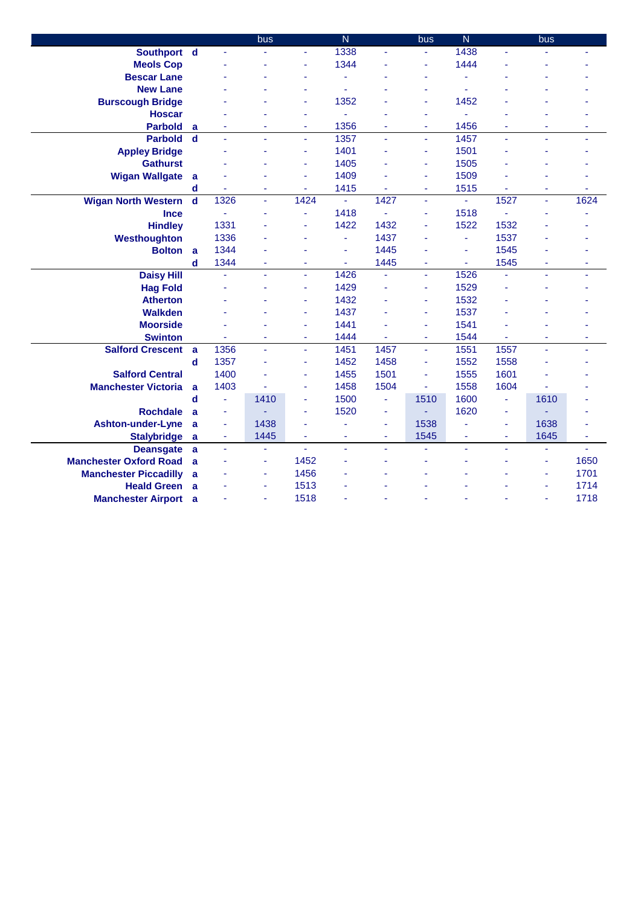| | | | bus | | N | | bus | N | | bus | |
|---|---|---|---|---|---|---|---|---|---|---|---|
| Southport | d | - | - | - | 1338 | - | - | 1438 | - | - | - |
| Meols Cop | | - | - | - | 1344 | - | - | 1444 | - | - | - |
| Bescar Lane | | - | - | - | - | - | - | - | - | - | - |
| New Lane | | - | - | - | - | - | - | - | - | - | - |
| Burscough Bridge | | - | - | - | 1352 | - | - | 1452 | - | - | - |
| Hoscar | | - | - | - | - | - | - | - | - | - | - |
| Parbold | a | - | - | - | 1356 | - | - | 1456 | - | - | - |
| Parbold | d | - | - | - | 1357 | - | - | 1457 | - | - | - |
| Appley Bridge | | - | - | - | 1401 | - | - | 1501 | - | - | - |
| Gathurst | | - | - | - | 1405 | - | - | 1505 | - | - | - |
| Wigan Wallgate | a | - | - | - | 1409 | - | - | 1509 | - | - | - |
| | d | - | - | - | 1415 | - | - | 1515 | - | - | - |
| Wigan North Western | d | 1326 | - | 1424 | - | 1427 | - | - | 1527 | - | 1624 |
| Ince | | - | - | - | 1418 | - | - | 1518 | - | - | - |
| Hindley | | 1331 | - | - | 1422 | 1432 | - | 1522 | 1532 | - | - |
| Westhoughton | | 1336 | - | - | - | 1437 | - | - | 1537 | - | - |
| Bolton | a | 1344 | - | - | - | 1445 | - | - | 1545 | - | - |
| | d | 1344 | - | - | - | 1445 | - | - | 1545 | - | - |
| Daisy Hill | | - | - | - | 1426 | - | - | 1526 | - | - | - |
| Hag Fold | | - | - | - | 1429 | - | - | 1529 | - | - | - |
| Atherton | | - | - | - | 1432 | - | - | 1532 | - | - | - |
| Walkden | | - | - | - | 1437 | - | - | 1537 | - | - | - |
| Moorside | | - | - | - | 1441 | - | - | 1541 | - | - | - |
| Swinton | | - | - | - | 1444 | - | - | 1544 | - | - | - |
| Salford Crescent | a | 1356 | - | - | 1451 | 1457 | - | 1551 | 1557 | - | - |
| | d | 1357 | - | - | 1452 | 1458 | - | 1552 | 1558 | - | - |
| Salford Central | | 1400 | - | - | 1455 | 1501 | - | 1555 | 1601 | - | - |
| Manchester Victoria | a | 1403 | - | - | 1458 | 1504 | - | 1558 | 1604 | - | - |
| | d | - | 1410 | - | 1500 | - | 1510 | 1600 | - | 1610 | - |
| Rochdale | a | - | - | - | 1520 | - | - | 1620 | - | - | - |
| Ashton-under-Lyne | a | - | 1438 | - | - | - | 1538 | - | - | 1638 | - |
| Stalybridge | a | - | 1445 | - | - | - | 1545 | - | - | 1645 | - |
| Deansgate | a | - | - | - | - | - | - | - | - | - | - |
| Manchester Oxford Road | a | - | - | 1452 | - | - | - | - | - | - | 1650 |
| Manchester Piccadilly | a | - | - | 1456 | - | - | - | - | - | - | 1701 |
| Heald Green | a | - | - | 1513 | - | - | - | - | - | - | 1714 |
| Manchester Airport | a | - | - | 1518 | - | - | - | - | - | - | 1718 |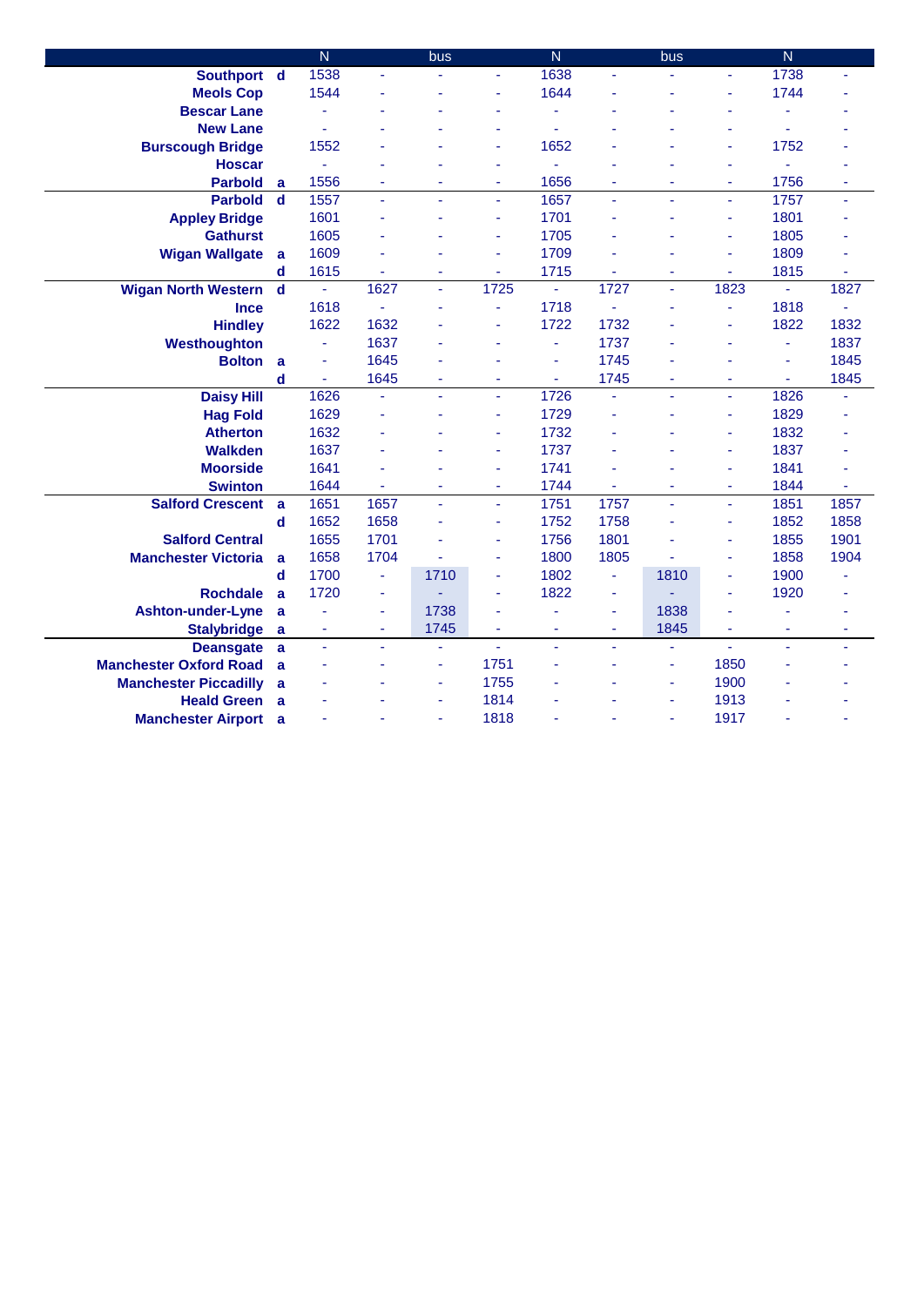| | | N | | bus | | N | | bus | | N | |
|---|---|---|---|---|---|---|---|---|---|---|---|
| **Southport** | **d** | 1538 | - | - | - | 1638 | - | - | - | 1738 | - |
| **Meols Cop** | | 1544 | - | - | - | 1644 | - | - | - | 1744 | - |
| **Bescar Lane** | | - | - | - | - | - | - | - | - | - | - |
| **New Lane** | | - | - | - | - | - | - | - | - | - | - |
| **Burscough Bridge** | | 1552 | - | - | - | 1652 | - | - | - | 1752 | - |
| **Hoscar** | | - | - | - | - | - | - | - | - | - | - |
| **Parbold** | **a** | 1556 | - | - | - | 1656 | - | - | - | 1756 | - |
| **Parbold** | **d** | 1557 | - | - | - | 1657 | - | - | - | 1757 | - |
| **Appley Bridge** | | 1601 | - | - | - | 1701 | - | - | - | 1801 | - |
| **Gathurst** | | 1605 | - | - | - | 1705 | - | - | - | 1805 | - |
| **Wigan Wallgate** | **a** | 1609 | - | - | - | 1709 | - | - | - | 1809 | - |
| | **d** | 1615 | - | - | - | 1715 | - | - | - | 1815 | - |
| **Wigan North Western** | **d** | - | 1627 | - | 1725 | - | 1727 | - | 1823 | - | 1827 |
| **Ince** | | 1618 | - | - | - | 1718 | - | - | - | 1818 | - |
| **Hindley** | | 1622 | 1632 | - | - | 1722 | 1732 | - | - | 1822 | 1832 |
| **Westhoughton** | | - | 1637 | - | - | - | 1737 | - | - | - | 1837 |
| **Bolton** | **a** | - | 1645 | - | - | - | 1745 | - | - | - | 1845 |
| | **d** | - | 1645 | - | - | - | 1745 | - | - | - | 1845 |
| **Daisy Hill** | | 1626 | - | - | - | 1726 | - | - | - | 1826 | - |
| **Hag Fold** | | 1629 | - | - | - | 1729 | - | - | - | 1829 | - |
| **Atherton** | | 1632 | - | - | - | 1732 | - | - | - | 1832 | - |
| **Walkden** | | 1637 | - | - | - | 1737 | - | - | - | 1837 | - |
| **Moorside** | | 1641 | - | - | - | 1741 | - | - | - | 1841 | - |
| **Swinton** | | 1644 | - | - | - | 1744 | - | - | - | 1844 | - |
| **Salford Crescent** | **a** | 1651 | 1657 | - | - | 1751 | 1757 | - | - | 1851 | 1857 |
| | **d** | 1652 | 1658 | - | - | 1752 | 1758 | - | - | 1852 | 1858 |
| **Salford Central** | | 1655 | 1701 | - | - | 1756 | 1801 | - | - | 1855 | 1901 |
| **Manchester Victoria** | **a** | 1658 | 1704 | - | - | 1800 | 1805 | - | - | 1858 | 1904 |
| | **d** | 1700 | - | 1710 | - | 1802 | - | 1810 | - | 1900 | - |
| **Rochdale** | **a** | 1720 | - | - | - | 1822 | - | - | - | 1920 | - |
| **Ashton-under-Lyne** | **a** | - | - | 1738 | - | - | - | 1838 | - | - | - |
| **Stalybridge** | **a** | - | - | 1745 | - | - | - | 1845 | - | - | - |
| **Deansgate** | **a** | - | - | - | - | - | - | - | - | - | - |
| **Manchester Oxford Road** | **a** | - | - | - | 1751 | - | - | - | 1850 | - | - |
| **Manchester Piccadilly** | **a** | - | - | - | 1755 | - | - | - | 1900 | - | - |
| **Heald Green** | **a** | - | - | - | 1814 | - | - | - | 1913 | - | - |
| **Manchester Airport** | **a** | - | - | - | 1818 | - | - | - | 1917 | - | - |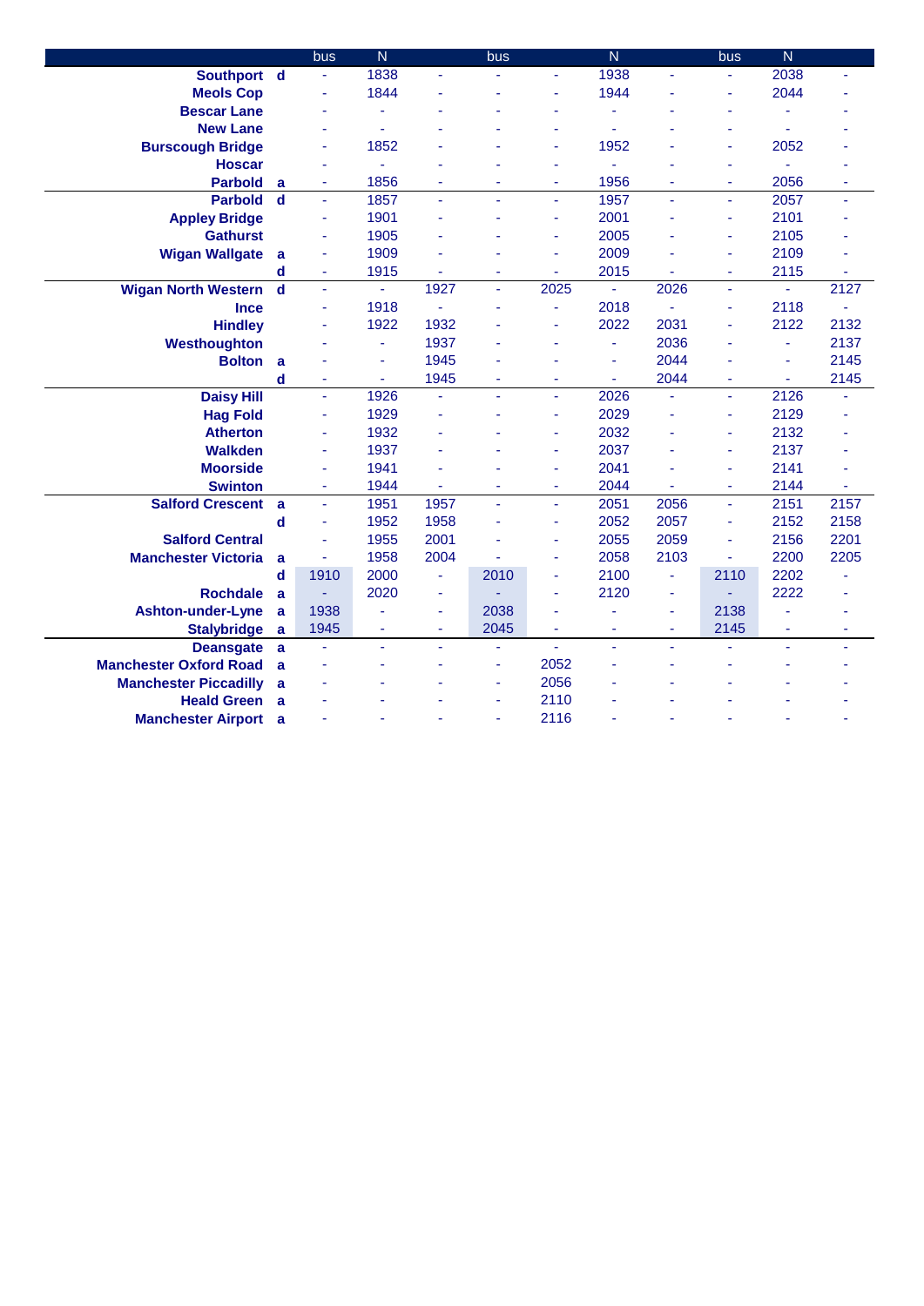| | | bus | N | | bus | | N | | bus | N | |
|---|---|---|---|---|---|---|---|---|---|---|---|
| Southport | d | - | 1838 | - | - | - | 1938 | - | - | 2038 | - |
| Meols Cop | | - | 1844 | - | - | - | 1944 | - | - | 2044 | - |
| Bescar Lane | | - | - | - | - | - | - | - | - | - | - |
| New Lane | | - | - | - | - | - | - | - | - | - | - |
| Burscough Bridge | | - | 1852 | - | - | - | 1952 | - | - | 2052 | - |
| Hoscar | | - | - | - | - | - | - | - | - | - | - |
| Parbold | a | - | 1856 | - | - | - | 1956 | - | - | 2056 | - |
| Parbold | d | - | 1857 | - | - | - | 1957 | - | - | 2057 | - |
| Appley Bridge | | - | 1901 | - | - | - | 2001 | - | - | 2101 | - |
| Gathurst | | - | 1905 | - | - | - | 2005 | - | - | 2105 | - |
| Wigan Wallgate | a | - | 1909 | - | - | - | 2009 | - | - | 2109 | - |
| | d | - | 1915 | - | - | - | 2015 | - | - | 2115 | - |
| Wigan North Western | d | - | - | 1927 | - | 2025 | - | 2026 | - | - | 2127 |
| Ince | | - | 1918 | - | - | - | 2018 | - | - | 2118 | - |
| Hindley | | - | 1922 | 1932 | - | - | 2022 | 2031 | - | 2122 | 2132 |
| Westhoughton | | - | - | 1937 | - | - | - | 2036 | - | - | 2137 |
| Bolton | a | - | - | 1945 | - | - | - | 2044 | - | - | 2145 |
| | d | - | - | 1945 | - | - | - | 2044 | - | - | 2145 |
| Daisy Hill | | - | 1926 | - | - | - | 2026 | - | - | 2126 | - |
| Hag Fold | | - | 1929 | - | - | - | 2029 | - | - | 2129 | - |
| Atherton | | - | 1932 | - | - | - | 2032 | - | - | 2132 | - |
| Walkden | | - | 1937 | - | - | - | 2037 | - | - | 2137 | - |
| Moorside | | - | 1941 | - | - | - | 2041 | - | - | 2141 | - |
| Swinton | | - | 1944 | - | - | - | 2044 | - | - | 2144 | - |
| Salford Crescent | a | - | 1951 | 1957 | - | - | 2051 | 2056 | - | 2151 | 2157 |
| | d | - | 1952 | 1958 | - | - | 2052 | 2057 | - | 2152 | 2158 |
| Salford Central | | - | 1955 | 2001 | - | - | 2055 | 2059 | - | 2156 | 2201 |
| Manchester Victoria | a | - | 1958 | 2004 | - | - | 2058 | 2103 | - | 2200 | 2205 |
| | d | 1910 | 2000 | - | 2010 | - | 2100 | - | 2110 | 2202 | - |
| Rochdale | a | - | 2020 | - | - | - | 2120 | - | - | 2222 | - |
| Ashton-under-Lyne | a | 1938 | - | - | 2038 | - | - | - | 2138 | - | - |
| Stalybridge | a | 1945 | - | - | 2045 | - | - | - | 2145 | - | - |
| Deansgate | a | - | - | - | - | - | - | - | - | - | - |
| Manchester Oxford Road | a | - | - | - | - | 2052 | - | - | - | - | - |
| Manchester Piccadilly | a | - | - | - | - | 2056 | - | - | - | - | - |
| Heald Green | a | - | - | - | - | 2110 | - | - | - | - | - |
| Manchester Airport | a | - | - | - | - | 2116 | - | - | - | - | - |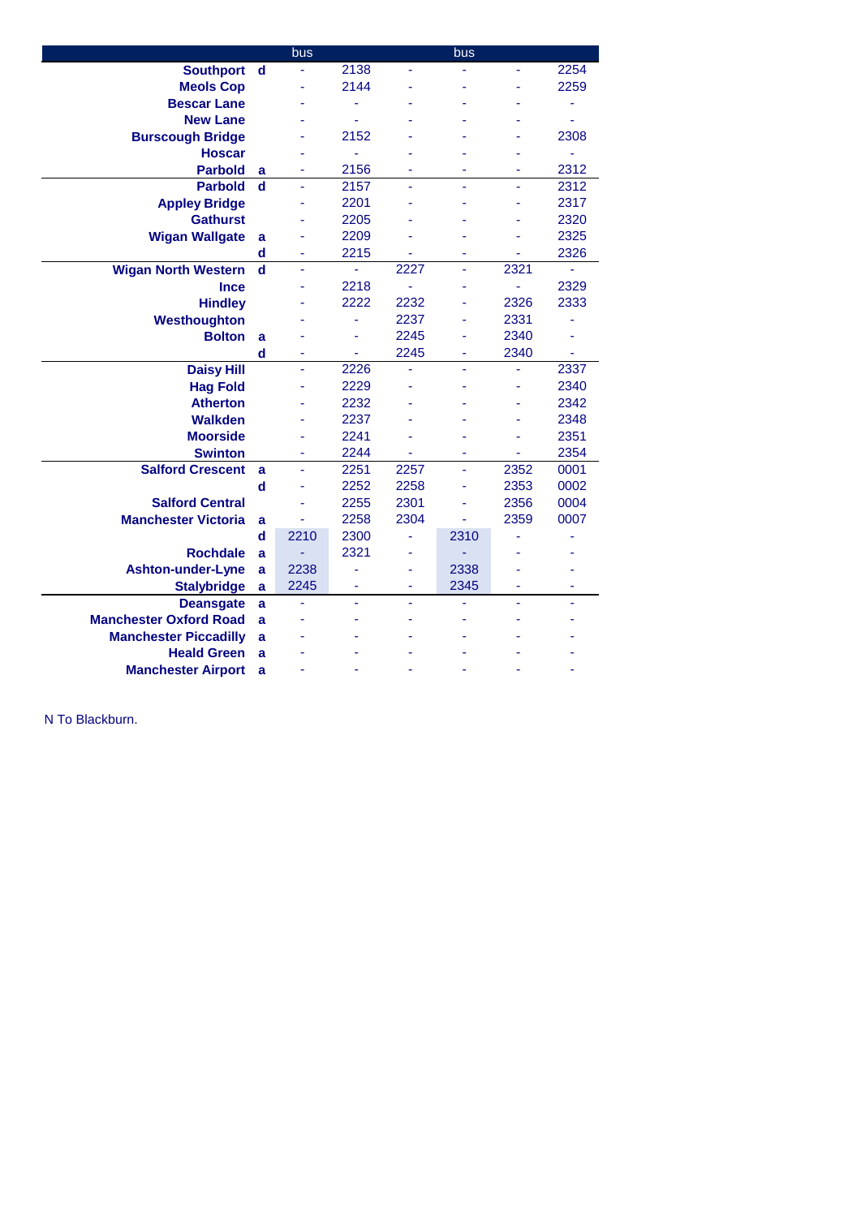| | | bus | | | bus | | |
|---|---|---|---|---|---|---|---|
| Southport | d | - | 2138 | - | - | - | 2254 |
| Meols Cop | | - | 2144 | - | - | - | 2259 |
| Bescar Lane | | - | - | - | - | - | - |
| New Lane | | - | - | - | - | - | - |
| Burscough Bridge | | - | 2152 | - | - | - | 2308 |
| Hoscar | | - | - | - | - | - | - |
| Parbold | a | - | 2156 | - | - | - | 2312 |
| Parbold | d | - | 2157 | - | - | - | 2312 |
| Appley Bridge | | - | 2201 | - | - | - | 2317 |
| Gathurst | | - | 2205 | - | - | - | 2320 |
| Wigan Wallgate | a | - | 2209 | - | - | - | 2325 |
| | d | - | 2215 | - | - | - | 2326 |
| Wigan North Western | d | - | - | 2227 | - | 2321 | - |
| Ince | | - | 2218 | - | - | - | 2329 |
| Hindley | | - | 2222 | 2232 | - | 2326 | 2333 |
| Westhoughton | | - | - | 2237 | - | 2331 | - |
| Bolton | a | - | - | 2245 | - | 2340 | - |
| | d | - | - | 2245 | - | 2340 | - |
| Daisy Hill | | - | 2226 | - | - | - | 2337 |
| Hag Fold | | - | 2229 | - | - | - | 2340 |
| Atherton | | - | 2232 | - | - | - | 2342 |
| Walkden | | - | 2237 | - | - | - | 2348 |
| Moorside | | - | 2241 | - | - | - | 2351 |
| Swinton | | - | 2244 | - | - | - | 2354 |
| Salford Crescent | a | - | 2251 | 2257 | - | 2352 | 0001 |
| | d | - | 2252 | 2258 | - | 2353 | 0002 |
| Salford Central | | - | 2255 | 2301 | - | 2356 | 0004 |
| Manchester Victoria | a | - | 2258 | 2304 | - | 2359 | 0007 |
| | d | 2210 | 2300 | - | 2310 | - | - |
| Rochdale | a | - | 2321 | - | - | - | - |
| Ashton-under-Lyne | a | 2238 | - | - | 2338 | - | - |
| Stalybridge | a | 2245 | - | - | 2345 | - | - |
| Deansgate | a | - | - | - | - | - | - |
| Manchester Oxford Road | a | - | - | - | - | - | - |
| Manchester Piccadilly | a | - | - | - | - | - | - |
| Heald Green | a | - | - | - | - | - | - |
| Manchester Airport | a | - | - | - | - | - | - |

N To Blackburn.